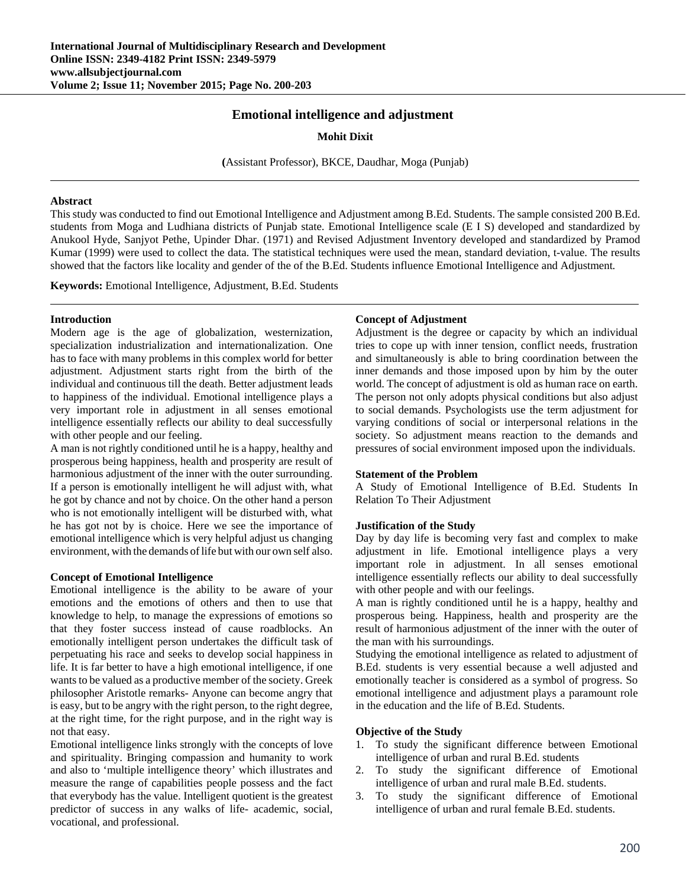# Emotional intelligence and adjustment

**Mohit Dixit**

**(**Assistant Professor), BKCE, Daudhar, Moga (Punjab)

---

### Abstract

This study was conducted to find out Emotional Intelligence and Adjustment among B.Ed. Students. The sample consisted 200 B.Ed. students from Moga and Ludhiana districts of Punjab state. Emotional Intelligence scale (E I S) developed and standardized by Anukool Hyde, Sanjyot Pethe, Upinder Dhar. (1971) and Revised Adjustment Inventory developed and standardized by Pramod Kumar (1999) were used to collect the data. The statistical techniques were used the mean, standard deviation, t-value. The results showed that the factors like locality and gender of the of the B.Ed. Students influence Emotional Intelligence and Adjustment.

**Keywords:** Emotional Intelligence, Adjustment, B.Ed. Students

---

### Introduction

Modern age is the age of globalization, westernization, specialization industrialization and internationalization. One has to face with many problems in this complex world for better adjustment. Adjustment starts right from the birth of the individual and continuous till the death. Better adjustment leads to happiness of the individual. Emotional intelligence plays a very important role in adjustment in all senses emotional intelligence essentially reflects our ability to deal successfully with other people and our feeling.

A man is not rightly conditioned until he is a happy, healthy and prosperous being happiness, health and prosperity are result of harmonious adjustment of the inner with the outer surrounding. If a person is emotionally intelligent he will adjust with, what he got by chance and not by choice. On the other hand a person who is not emotionally intelligent will be disturbed with, what he has got not by is choice. Here we see the importance of emotional intelligence which is very helpful adjust us changing environment, with the demands of life but with our own self also.

### Concept of Emotional Intelligence

Emotional intelligence is the ability to be aware of your emotions and the emotions of others and then to use that knowledge to help, to manage the expressions of emotions so that they foster success instead of cause roadblocks. An emotionally intelligent person undertakes the difficult task of perpetuating his race and seeks to develop social happiness in life. It is far better to have a high emotional intelligence, if one wants to be valued as a productive member of the society. Greek philosopher Aristotle remarks- Anyone can become angry that is easy, but to be angry with the right person, to the right degree, at the right time, for the right purpose, and in the right way is not that easy.

Emotional intelligence links strongly with the concepts of love and spirituality. Bringing compassion and humanity to work and also to 'multiple intelligence theory' which illustrates and measure the range of capabilities people possess and the fact that everybody has the value. Intelligent quotient is the greatest predictor of success in any walks of life- academic, social, vocational, and professional.

### Concept of Adjustment

Adjustment is the degree or capacity by which an individual tries to cope up with inner tension, conflict needs, frustration and simultaneously is able to bring coordination between the inner demands and those imposed upon by him by the outer world. The concept of adjustment is old as human race on earth. The person not only adopts physical conditions but also adjust to social demands. Psychologists use the term adjustment for varying conditions of social or interpersonal relations in the society. So adjustment means reaction to the demands and pressures of social environment imposed upon the individuals.

### Statement of the Problem

A Study of Emotional Intelligence of B.Ed. Students In Relation To Their Adjustment

### Justification of the Study

Day by day life is becoming very fast and complex to make adjustment in life. Emotional intelligence plays a very important role in adjustment. In all senses emotional intelligence essentially reflects our ability to deal successfully with other people and with our feelings.

A man is rightly conditioned until he is a happy, healthy and prosperous being. Happiness, health and prosperity are the result of harmonious adjustment of the inner with the outer of the man with his surroundings.

Studying the emotional intelligence as related to adjustment of B.Ed. students is very essential because a well adjusted and emotionally teacher is considered as a symbol of progress. So emotional intelligence and adjustment plays a paramount role in the education and the life of B.Ed. Students.

### Objective of the Study

1. To study the significant difference between Emotional intelligence of urban and rural B.Ed. students
2. To study the significant difference of Emotional intelligence of urban and rural male B.Ed. students.
3. To study the significant difference of Emotional intelligence of urban and rural female B.Ed. students.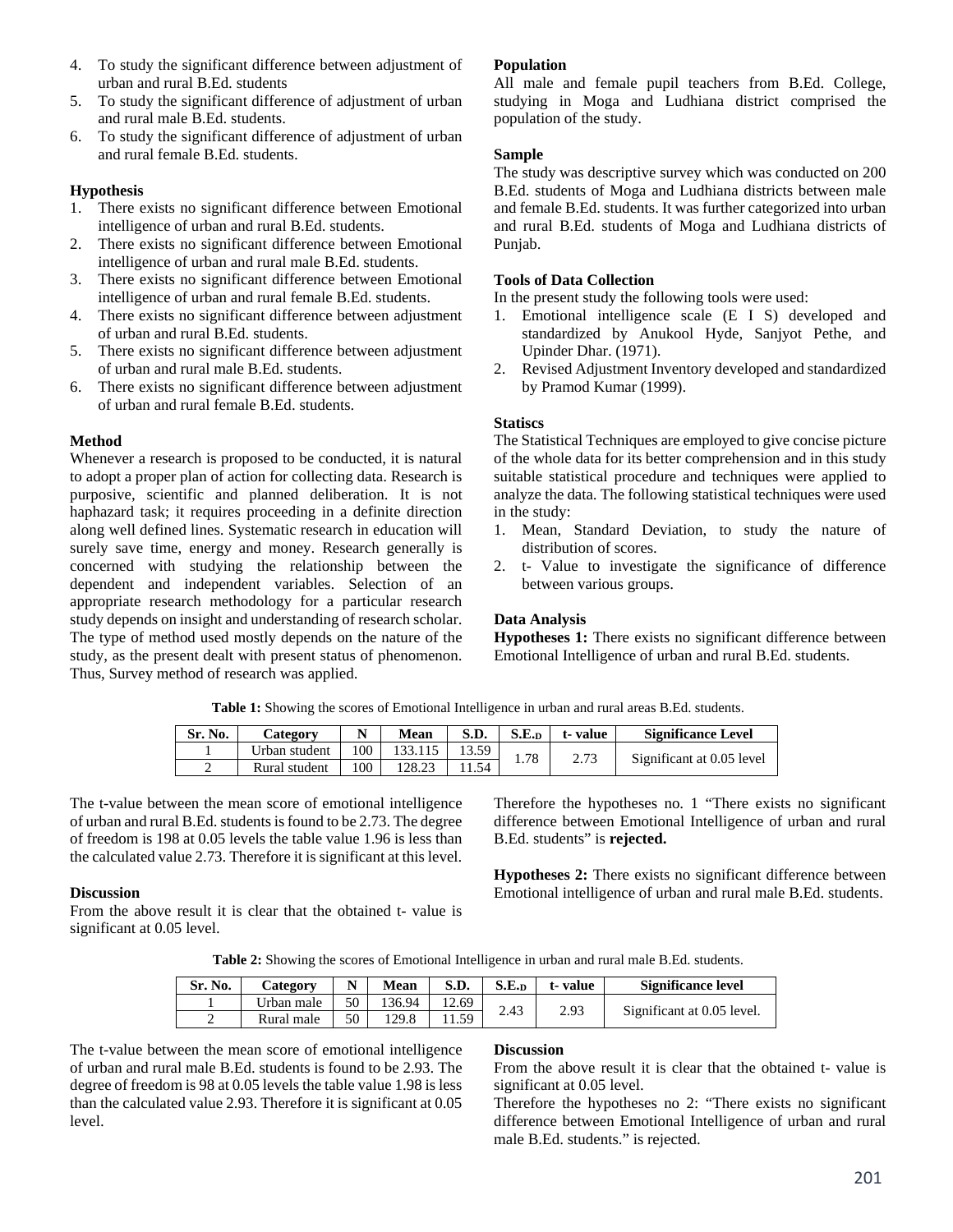4. To study the significant difference between adjustment of urban and rural B.Ed. students
5. To study the significant difference of adjustment of urban and rural male B.Ed. students.
6. To study the significant difference of adjustment of urban and rural female B.Ed. students.

### Hypothesis

1. There exists no significant difference between Emotional intelligence of urban and rural B.Ed. students.
2. There exists no significant difference between Emotional intelligence of urban and rural male B.Ed. students.
3. There exists no significant difference between Emotional intelligence of urban and rural female B.Ed. students.
4. There exists no significant difference between adjustment of urban and rural B.Ed. students.
5. There exists no significant difference between adjustment of urban and rural male B.Ed. students.
6. There exists no significant difference between adjustment of urban and rural female B.Ed. students.

### Method

Whenever a research is proposed to be conducted, it is natural to adopt a proper plan of action for collecting data. Research is purposive, scientific and planned deliberation. It is not haphazard task; it requires proceeding in a definite direction along well defined lines. Systematic research in education will surely save time, energy and money. Research generally is concerned with studying the relationship between the dependent and independent variables. Selection of an appropriate research methodology for a particular research study depends on insight and understanding of research scholar. The type of method used mostly depends on the nature of the study, as the present dealt with present status of phenomenon. Thus, Survey method of research was applied.

### Population

All male and female pupil teachers from B.Ed. College, studying in Moga and Ludhiana district comprised the population of the study.

### Sample

The study was descriptive survey which was conducted on 200 B.Ed. students of Moga and Ludhiana districts between male and female B.Ed. students. It was further categorized into urban and rural B.Ed. students of Moga and Ludhiana districts of Punjab.

### Tools of Data Collection

In the present study the following tools were used:

1. Emotional intelligence scale (E I S) developed and standardized by Anukool Hyde, Sanjyot Pethe, and Upinder Dhar. (1971).
2. Revised Adjustment Inventory developed and standardized by Pramod Kumar (1999).

### Statiscs

The Statistical Techniques are employed to give concise picture of the whole data for its better comprehension and in this study suitable statistical procedure and techniques were applied to analyze the data. The following statistical techniques were used in the study:

1. Mean, Standard Deviation, to study the nature of distribution of scores.
2. t- Value to investigate the significance of difference between various groups.

### Data Analysis

**Hypotheses 1:** There exists no significant difference between Emotional Intelligence of urban and rural B.Ed. students.

**Table 1:** Showing the scores of Emotional Intelligence in urban and rural areas B.Ed. students.

| Sr. No. | Category | N | Mean | S.D. | $S.E._D$ | t- value | Significance Level |
|---|---|---|---|---|---|---|---|
| 1 | Urban student | 100 | 133.115 | 13.59 | 1.78 | 2.73 | Significant at 0.05 level |
| 2 | Rural student | 100 | 128.23 | 11.54 | | | |

The t-value between the mean score of emotional intelligence of urban and rural B.Ed. students is found to be 2.73. The degree of freedom is 198 at 0.05 levels the table value 1.96 is less than the calculated value 2.73. Therefore it is significant at this level.

### Discussion

From the above result it is clear that the obtained t- value is significant at 0.05 level.

Therefore the hypotheses no. 1 "There exists no significant difference between Emotional Intelligence of urban and rural B.Ed. students" is **rejected.**

**Hypotheses 2:** There exists no significant difference between Emotional intelligence of urban and rural male B.Ed. students.

**Table 2:** Showing the scores of Emotional Intelligence in urban and rural male B.Ed. students.

| Sr. No. | Category | N | Mean | S.D. | $S.E._D$ | t- value | Significance level |
|---|---|---|---|---|---|---|---|
| 1 | Urban male | 50 | 136.94 | 12.69 | 2.43 | 2.93 | Significant at 0.05 level. |
| 2 | Rural male | 50 | 129.8 | 11.59 | | | |

The t-value between the mean score of emotional intelligence of urban and rural male B.Ed. students is found to be 2.93. The degree of freedom is 98 at 0.05 levels the table value 1.98 is less than the calculated value 2.93. Therefore it is significant at 0.05 level.

### Discussion

From the above result it is clear that the obtained t- value is significant at 0.05 level.

Therefore the hypotheses no 2: "There exists no significant difference between Emotional Intelligence of urban and rural male B.Ed. students." is rejected.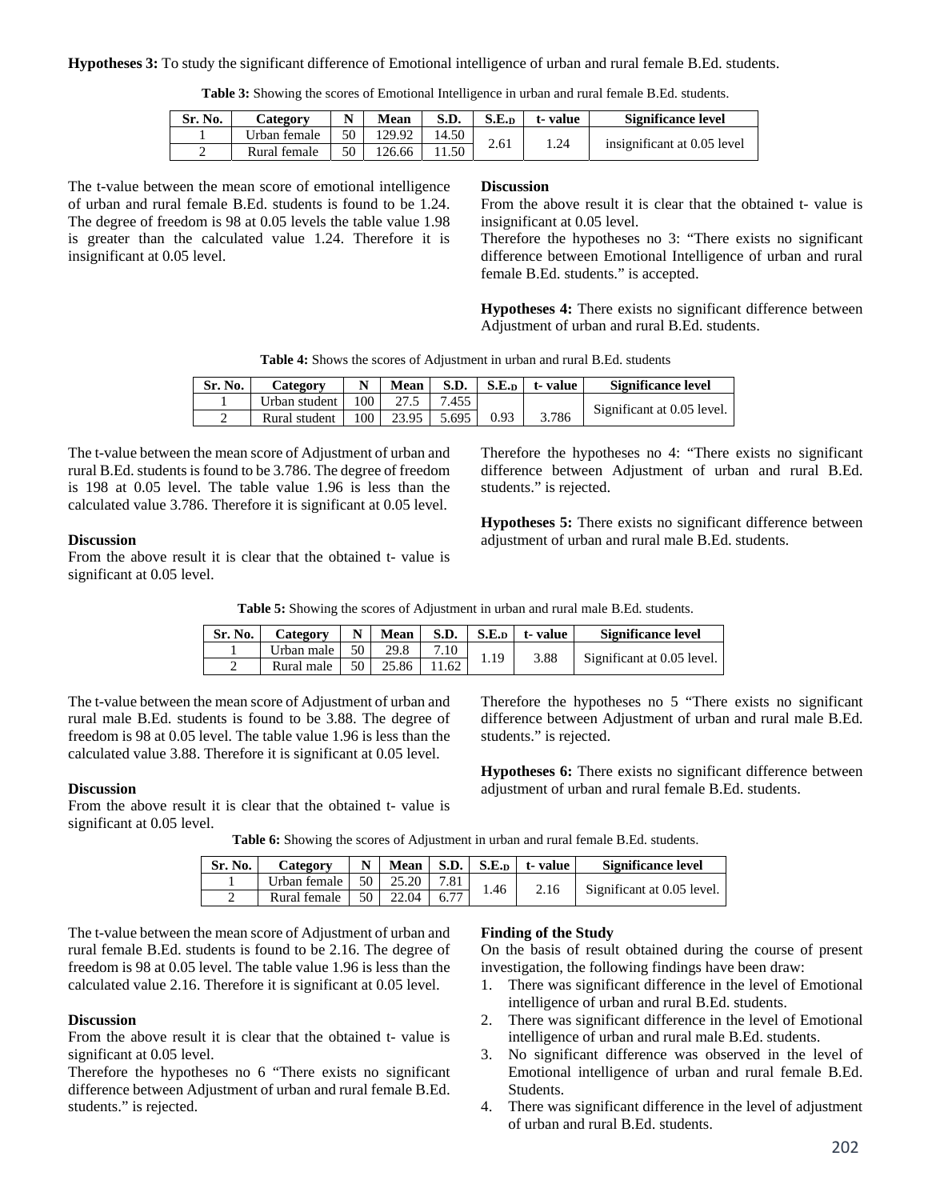**Hypotheses 3:** To study the significant difference of Emotional intelligence of urban and rural female B.Ed. students.

**Table 3:** Showing the scores of Emotional Intelligence in urban and rural female B.Ed. students.

| Sr. No. | Category | N | Mean | S.D. | $S.E._D$ | t- value | Significance level |
|---|---|---|---|---|---|---|---|
| 1 | Urban female | 50 | 129.92 | 14.50 | 2.61 | 1.24 | insignificant at 0.05 level |
| 2 | Rural female | 50 | 126.66 | 11.50 | | | |

The t-value between the mean score of emotional intelligence of urban and rural female B.Ed. students is found to be 1.24. The degree of freedom is 98 at 0.05 levels the table value 1.98 is greater than the calculated value 1.24. Therefore it is insignificant at 0.05 level.

**Discussion**

From the above result it is clear that the obtained t- value is insignificant at 0.05 level.

Therefore the hypotheses no 3: "There exists no significant difference between Emotional Intelligence of urban and rural female B.Ed. students." is accepted.

**Hypotheses 4:** There exists no significant difference between Adjustment of urban and rural B.Ed. students.

**Table 4:** Shows the scores of Adjustment in urban and rural B.Ed. students

| Sr. No. | Category | N | Mean | S.D. | $S.E._D$ | t- value | Significance level |
|---|---|---|---|---|---|---|---|
| 1 | Urban student | 100 | 27.5 | 7.455 | 0.93 | 3.786 | Significant at 0.05 level. |
| 2 | Rural student | 100 | 23.95 | 5.695 | | | |

The t-value between the mean score of Adjustment of urban and rural B.Ed. students is found to be 3.786. The degree of freedom is 198 at 0.05 level. The table value 1.96 is less than the calculated value 3.786. Therefore it is significant at 0.05 level.

**Discussion**

From the above result it is clear that the obtained t- value is significant at 0.05 level.

Therefore the hypotheses no 4: "There exists no significant difference between Adjustment of urban and rural B.Ed. students." is rejected.

**Hypotheses 5:** There exists no significant difference between adjustment of urban and rural male B.Ed. students.

**Table 5:** Showing the scores of Adjustment in urban and rural male B.Ed. students.

| Sr. No. | Category | N | Mean | S.D. | $S.E._D$ | t- value | Significance level |
|---|---|---|---|---|---|---|---|
| 1 | Urban male | 50 | 29.8 | 7.10 | 1.19 | 3.88 | Significant at 0.05 level. |
| 2 | Rural male | 50 | 25.86 | 11.62 | | | |

The t-value between the mean score of Adjustment of urban and rural male B.Ed. students is found to be 3.88. The degree of freedom is 98 at 0.05 level. The table value 1.96 is less than the calculated value 3.88. Therefore it is significant at 0.05 level.

**Discussion**

From the above result it is clear that the obtained t- value is significant at 0.05 level.

Therefore the hypotheses no 5 "There exists no significant difference between Adjustment of urban and rural male B.Ed. students." is rejected.

**Hypotheses 6:** There exists no significant difference between adjustment of urban and rural female B.Ed. students.

**Table 6:** Showing the scores of Adjustment in urban and rural female B.Ed. students.

| Sr. No. | Category | N | Mean | S.D. | $S.E._D$ | t- value | Significance level |
|---|---|---|---|---|---|---|---|
| 1 | Urban female | 50 | 25.20 | 7.81 | 1.46 | 2.16 | Significant at 0.05 level. |
| 2 | Rural female | 50 | 22.04 | 6.77 | | | |

The t-value between the mean score of Adjustment of urban and rural female B.Ed. students is found to be 2.16. The degree of freedom is 98 at 0.05 level. The table value 1.96 is less than the calculated value 2.16. Therefore it is significant at 0.05 level.

**Discussion**

From the above result it is clear that the obtained t- value is significant at 0.05 level.

Therefore the hypotheses no 6 "There exists no significant difference between Adjustment of urban and rural female B.Ed. students." is rejected.

**Finding of the Study**

On the basis of result obtained during the course of present investigation, the following findings have been draw:

1. There was significant difference in the level of Emotional intelligence of urban and rural B.Ed. students.
2. There was significant difference in the level of Emotional intelligence of urban and rural male B.Ed. students.
3. No significant difference was observed in the level of Emotional intelligence of urban and rural female B.Ed. Students.
4. There was significant difference in the level of adjustment of urban and rural B.Ed. students.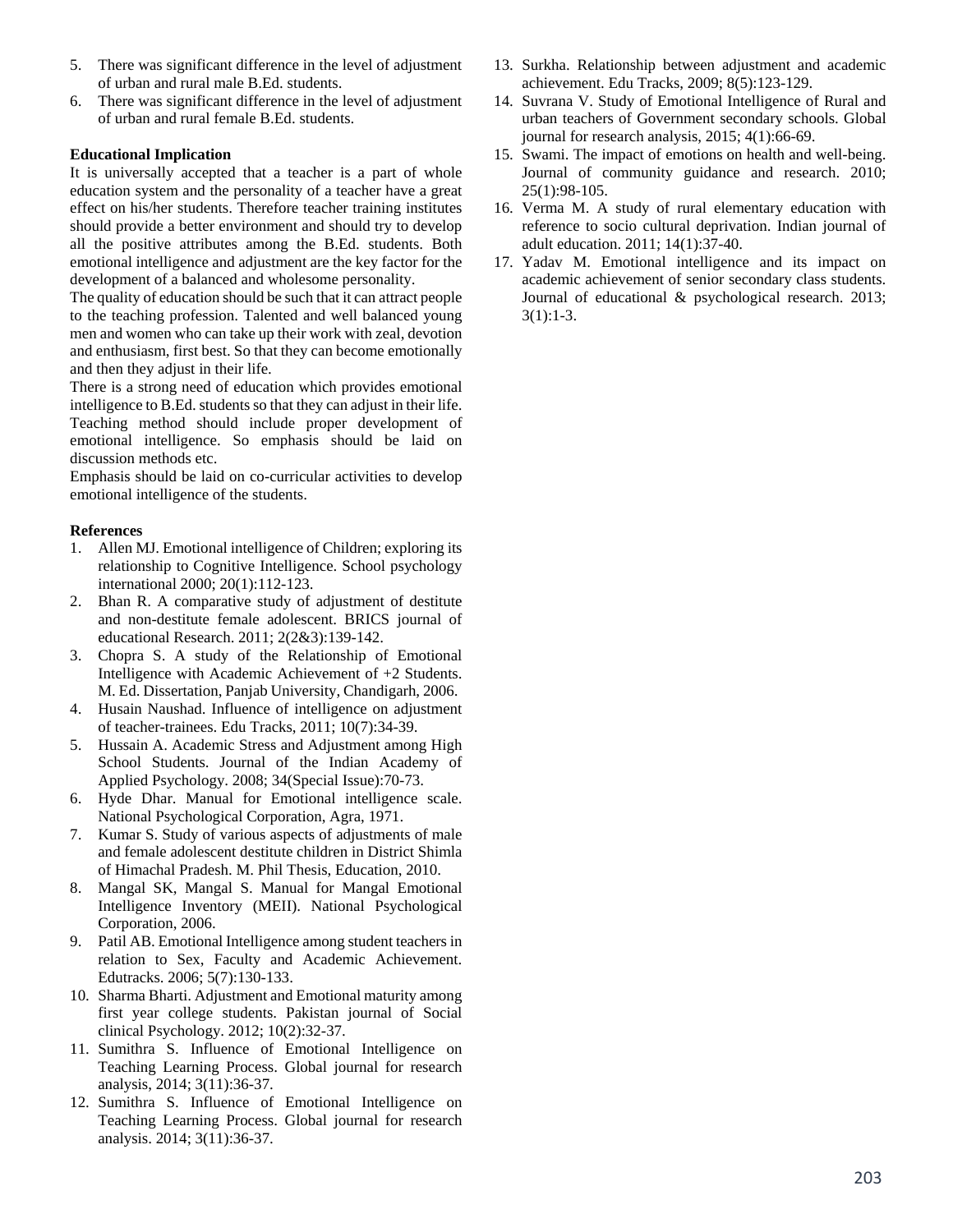5. There was significant difference in the level of adjustment of urban and rural male B.Ed. students.
6. There was significant difference in the level of adjustment of urban and rural female B.Ed. students.

**Educational Implication**

It is universally accepted that a teacher is a part of whole education system and the personality of a teacher have a great effect on his/her students. Therefore teacher training institutes should provide a better environment and should try to develop all the positive attributes among the B.Ed. students. Both emotional intelligence and adjustment are the key factor for the development of a balanced and wholesome personality.

The quality of education should be such that it can attract people to the teaching profession. Talented and well balanced young men and women who can take up their work with zeal, devotion and enthusiasm, first best. So that they can become emotionally and then they adjust in their life.

There is a strong need of education which provides emotional intelligence to B.Ed. students so that they can adjust in their life. Teaching method should include proper development of emotional intelligence. So emphasis should be laid on discussion methods etc.

Emphasis should be laid on co-curricular activities to develop emotional intelligence of the students.

**References**

1. Allen MJ. Emotional intelligence of Children; exploring its relationship to Cognitive Intelligence. School psychology international 2000; 20(1):112-123.
2. Bhan R. A comparative study of adjustment of destitute and non-destitute female adolescent. BRICS journal of educational Research. 2011; 2(2&3):139-142.
3. Chopra S. A study of the Relationship of Emotional Intelligence with Academic Achievement of +2 Students. M. Ed. Dissertation, Panjab University, Chandigarh, 2006.
4. Husain Naushad. Influence of intelligence on adjustment of teacher-trainees. Edu Tracks, 2011; 10(7):34-39.
5. Hussain A. Academic Stress and Adjustment among High School Students. Journal of the Indian Academy of Applied Psychology. 2008; 34(Special Issue):70-73.
6. Hyde Dhar. Manual for Emotional intelligence scale. National Psychological Corporation, Agra, 1971.
7. Kumar S. Study of various aspects of adjustments of male and female adolescent destitute children in District Shimla of Himachal Pradesh. M. Phil Thesis, Education, 2010.
8. Mangal SK, Mangal S. Manual for Mangal Emotional Intelligence Inventory (MEII). National Psychological Corporation, 2006.
9. Patil AB. Emotional Intelligence among student teachers in relation to Sex, Faculty and Academic Achievement. Edutracks. 2006; 5(7):130-133.
10. Sharma Bharti. Adjustment and Emotional maturity among first year college students. Pakistan journal of Social clinical Psychology. 2012; 10(2):32-37.
11. Sumithra S. Influence of Emotional Intelligence on Teaching Learning Process. Global journal for research analysis, 2014; 3(11):36-37.
12. Sumithra S. Influence of Emotional Intelligence on Teaching Learning Process. Global journal for research analysis. 2014; 3(11):36-37.
13. Surkha. Relationship between adjustment and academic achievement. Edu Tracks, 2009; 8(5):123-129.
14. Suvrana V. Study of Emotional Intelligence of Rural and urban teachers of Government secondary schools. Global journal for research analysis, 2015; 4(1):66-69.
15. Swami. The impact of emotions on health and well-being. Journal of community guidance and research. 2010; 25(1):98-105.
16. Verma M. A study of rural elementary education with reference to socio cultural deprivation. Indian journal of adult education. 2011; 14(1):37-40.
17. Yadav M. Emotional intelligence and its impact on academic achievement of senior secondary class students. Journal of educational & psychological research. 2013; 3(1):1-3.